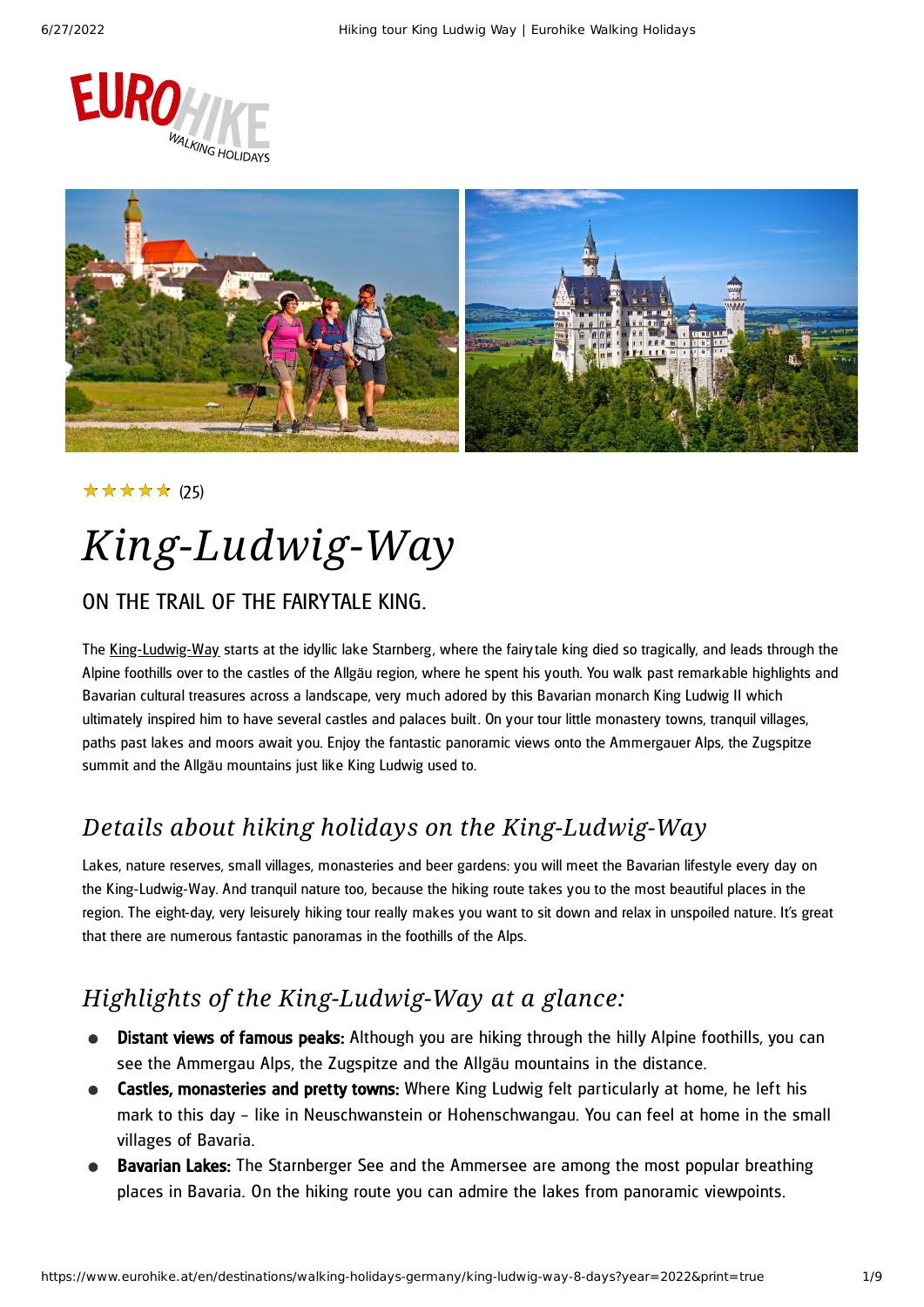★★★★★ (25)

# King-Ludwig-Way

## ON THE TRAIL OF THE FAIRYTALE KING.

The King-Ludwig-Way starts at the idyllic lake Starnberg, where the fairytale king died so tragically, and leads through the Alpine foothills over to the castles of the Allgäu region, where he spent his youth. You walk past remarkable highlights and Bavarian cultural treasures across a landscape, very much adored by this Bavarian monarch King Ludwig II which ultimately inspired him to have several castles and palaces built. On your tour little monastery towns, tranquil villages, paths past lakes and moors await you. Enjoy the fantastic panoramic views onto the Ammergauer Alps, the Zugspitze summit and the Allgäu mountains just like King Ludwig used to.

## *Details about hiking holidays on the King-Ludwig-Way*

Lakes, nature reserves, small villages, monasteries and beer gardens: you will meet the Bavarian lifestyle every day on the King-Ludwig-Way. And tranquil nature too, because the hiking route takes you to the most beautiful places in the region. The eight-day, very leisurely hiking tour really makes you want to sit down and relax in unspoiled nature. It's great that there are numerous fantastic panoramas in the foothills of the Alps.

## *Highlights of the King-Ludwig-Way at a glance:*

- **Distant views of famous peaks:** Although you are hiking through the hilly Alpine foothills, you can see the Ammergau Alps, the Zugspitze and the Allgäu mountains in the distance.
- **Castles, monasteries and pretty towns:** Where King Ludwig felt particularly at home, he left his mark to this day – like in Neuschwanstein or Hohenschwangau. You can feel at home in the small villages of Bavaria.
- **Bavarian Lakes:** The Starnberger See and the Ammersee are among the most popular breathing places in Bavaria. On the hiking route you can admire the lakes from panoramic viewpoints.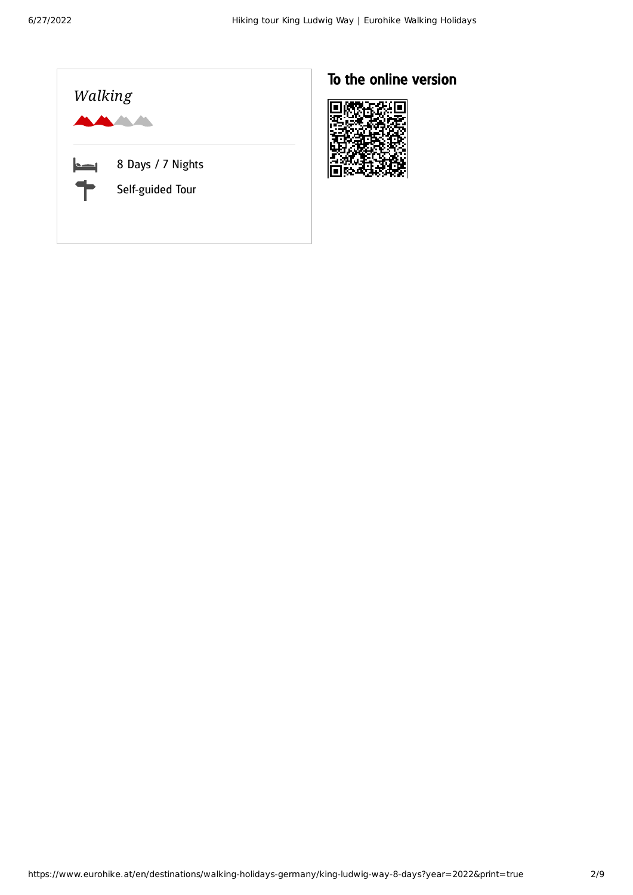*Walking*

8 Days / 7 Nights

Self-guided Tour

## To the online version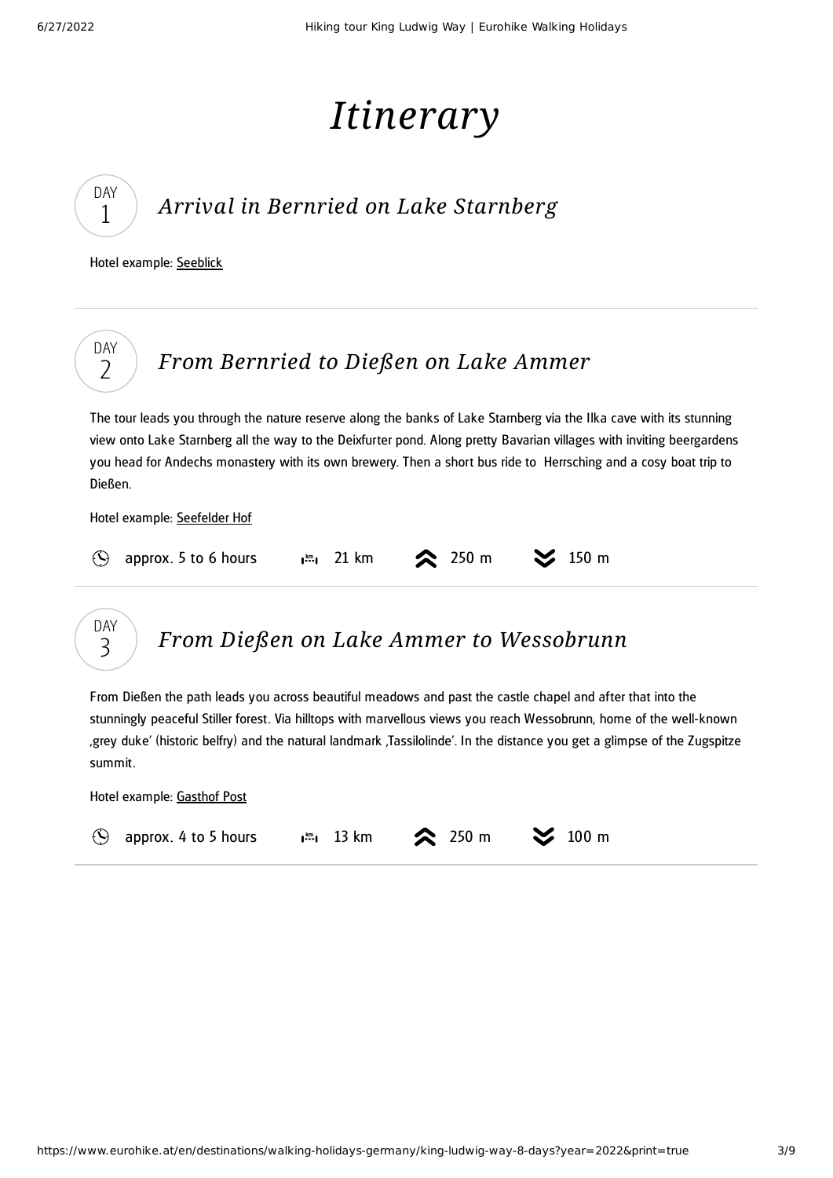# *Itinerary*

## DAY 1 — *Arrival in Bernried on Lake Starnberg*

Hotel example: Seeblick

---

## DAY 2 — *From Bernried to Dießen on Lake Ammer*

The tour leads you through the nature reserve along the banks of Lake Starnberg via the Ilka cave with its stunning view onto Lake Starnberg all the way to the Deixfurter pond. Along pretty Bavarian villages with inviting beergardens you head for Andechs monastery with its own brewery. Then a short bus ride to Herrsching and a cosy boat trip to Dießen.

Hotel example: Seefelder Hof

approx. 5 to 6 hours | 21 km | ascent 250 m | descent 150 m

---

## DAY 3 — *From Dießen on Lake Ammer to Wessobrunn*

From Dießen the path leads you across beautiful meadows and past the castle chapel and after that into the stunningly peaceful Stiller forest. Via hilltops with marvellous views you reach Wessobrunn, home of the well-known ‚grey duke' (historic belfry) and the natural landmark ‚Tassilolinde'. In the distance you get a glimpse of the Zugspitze summit.

Hotel example: Gasthof Post

approx. 4 to 5 hours | 13 km | ascent 250 m | descent 100 m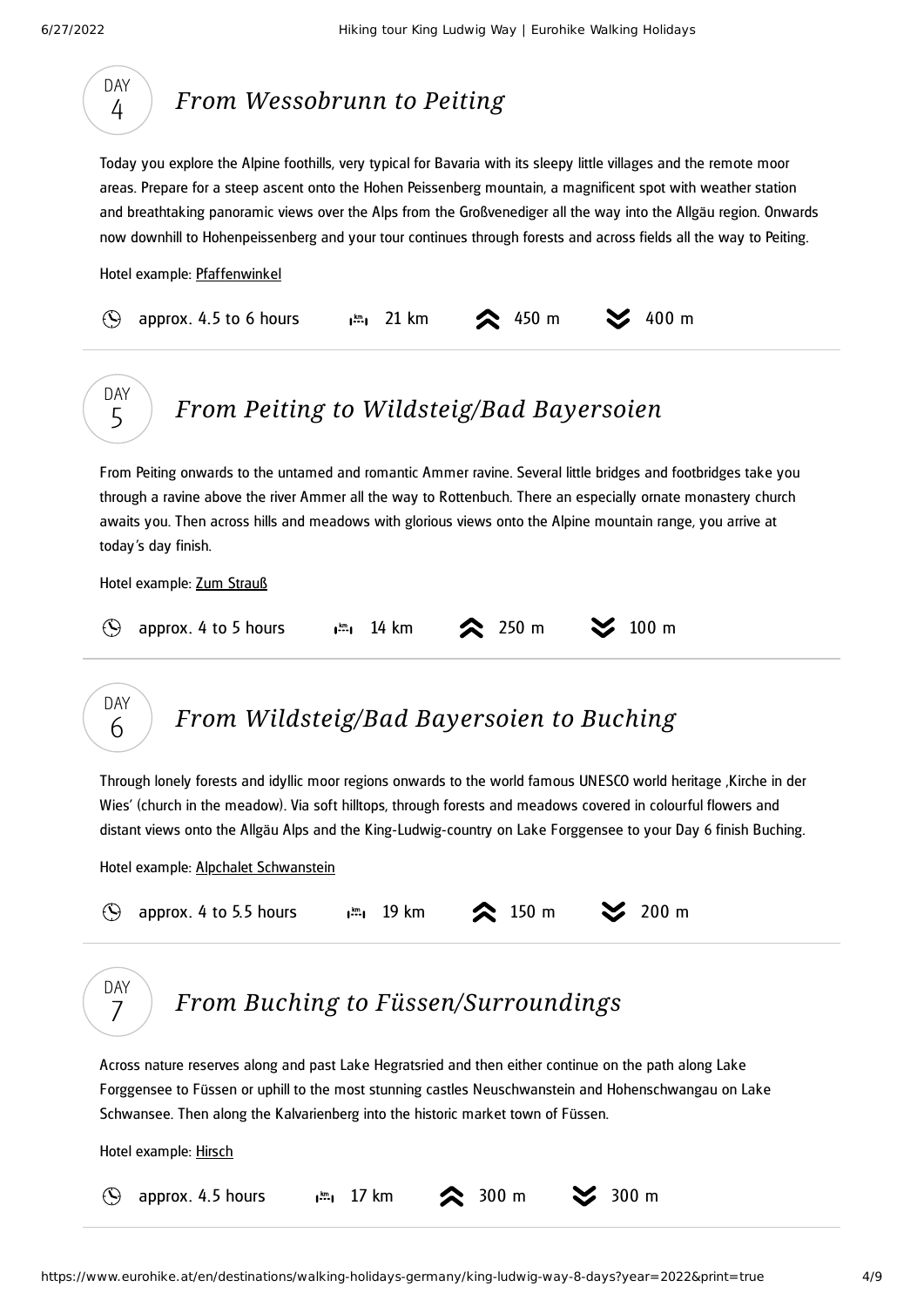## DAY 4 — *From Wessobrunn to Peiting*

Today you explore the Alpine foothills, very typical for Bavaria with its sleepy little villages and the remote moor areas. Prepare for a steep ascent onto the Hohen Peissenberg mountain, a magnificent spot with weather station and breathtaking panoramic views over the Alps from the Großvenediger all the way into the Allgäu region. Onwards now downhill to Hohenpeissenberg and your tour continues through forests and across fields all the way to Peiting.

Hotel example: Pfaffenwinkel

approx. 4.5 to 6 hours | 21 km | 450 m | 400 m

---

## DAY 5 — *From Peiting to Wildsteig/Bad Bayersoien*

From Peiting onwards to the untamed and romantic Ammer ravine. Several little bridges and footbridges take you through a ravine above the river Ammer all the way to Rottenbuch. There an especially ornate monastery church awaits you. Then across hills and meadows with glorious views onto the Alpine mountain range, you arrive at today's day finish.

Hotel example: Zum Strauß

approx. 4 to 5 hours | 14 km | 250 m | 100 m

---

## DAY 6 — *From Wildsteig/Bad Bayersoien to Buching*

Through lonely forests and idyllic moor regions onwards to the world famous UNESCO world heritage ‚Kirche in der Wies' (church in the meadow). Via soft hilltops, through forests and meadows covered in colourful flowers and distant views onto the Allgäu Alps and the King-Ludwig-country on Lake Forggensee to your Day 6 finish Buching.

Hotel example: Alpchalet Schwanstein

approx. 4 to 5.5 hours | 19 km | 150 m | 200 m

---

## DAY 7 — *From Buching to Füssen/Surroundings*

Across nature reserves along and past Lake Hegratsried and then either continue on the path along Lake Forggensee to Füssen or uphill to the most stunning castles Neuschwanstein and Hohenschwangau on Lake Schwansee. Then along the Kalvarienberg into the historic market town of Füssen.

Hotel example: Hirsch

approx. 4.5 hours | 17 km | 300 m | 300 m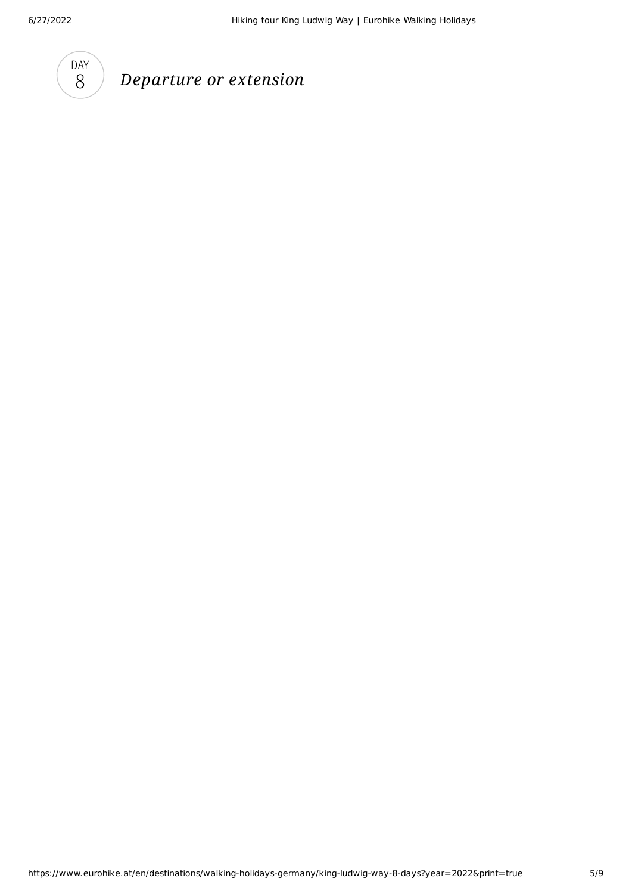DAY 8

## *Departure or extension*

---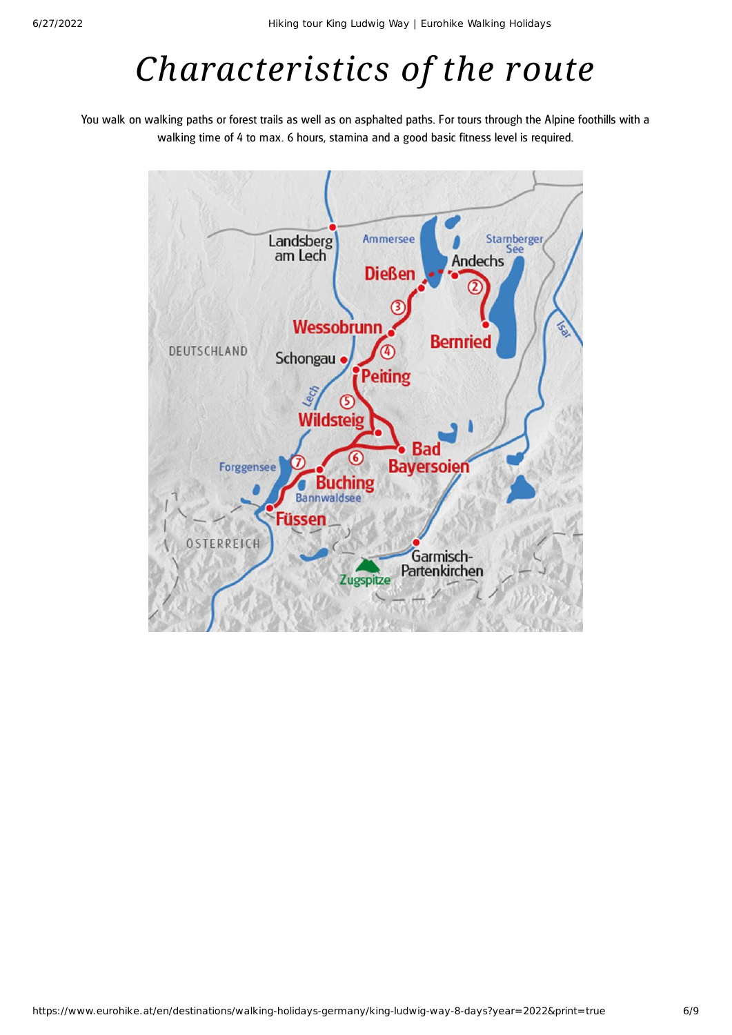# *Characteristics of the route*

You walk on walking paths or forest trails as well as on asphalted paths. For tours through the Alpine foothills with a walking time of 4 to max. 6 hours, stamina and a good basic fitness level is required.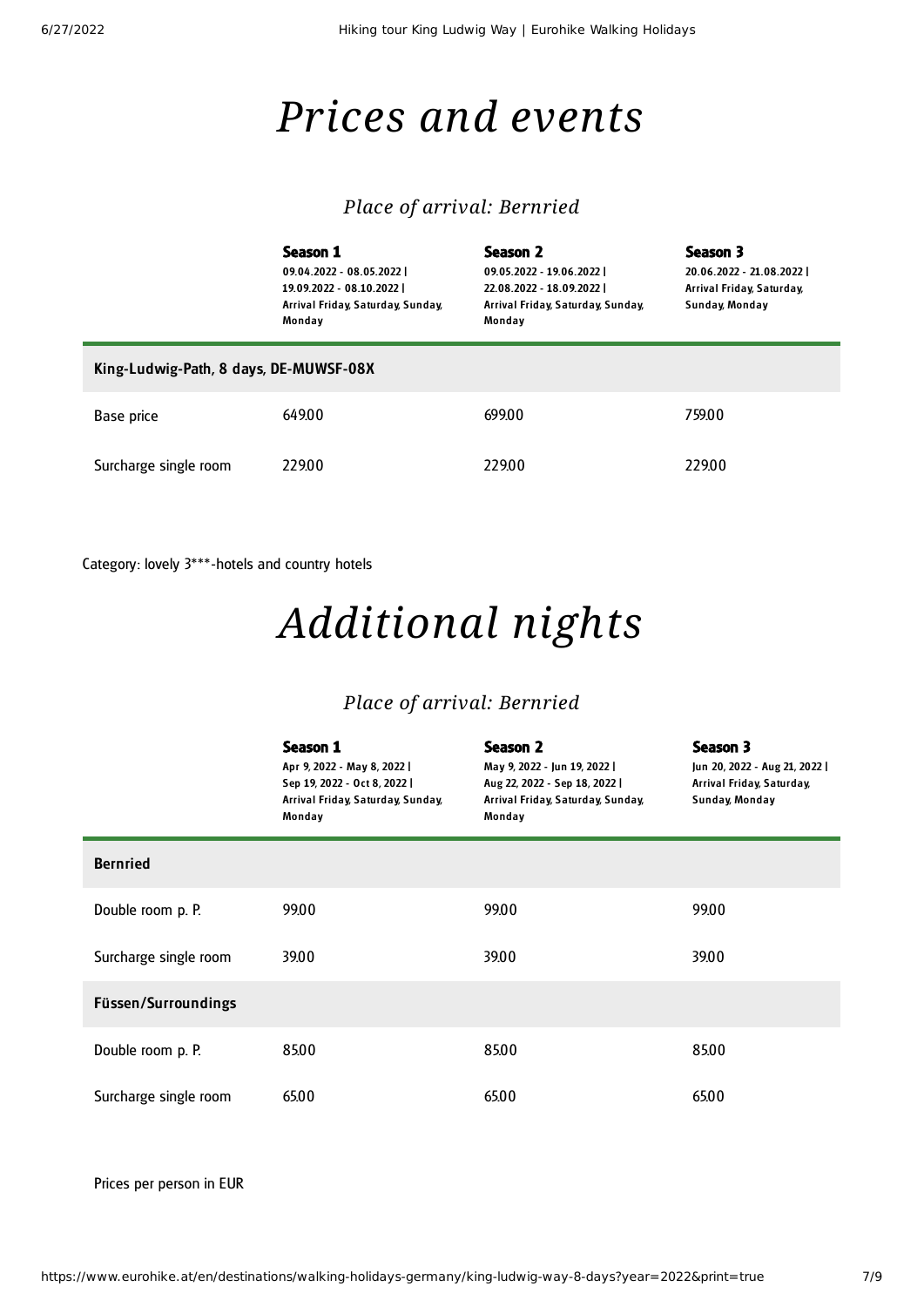# Prices and events

### Place of arrival: Bernried

| | Season 1<br>09.04.2022 - 08.05.2022 \| 19.09.2022 - 08.10.2022 \| Arrival Friday, Saturday, Sunday, Monday | Season 2<br>09.05.2022 - 19.06.2022 \| 22.08.2022 - 18.09.2022 \| Arrival Friday, Saturday, Sunday, Monday | Season 3<br>20.06.2022 - 21.08.2022 \| Arrival Friday, Saturday, Sunday, Monday |
|---|---|---|---|
| **King-Ludwig-Path, 8 days, DE-MUWSF-08X** | | | |
| Base price | 649.00 | 699.00 | 759.00 |
| Surcharge single room | 229.00 | 229.00 | 229.00 |

Category: lovely 3***-hotels and country hotels

# Additional nights

### Place of arrival: Bernried

| | Season 1<br>Apr 9, 2022 - May 8, 2022 \| Sep 19, 2022 - Oct 8, 2022 \| Arrival Friday, Saturday, Sunday, Monday | Season 2<br>May 9, 2022 - Jun 19, 2022 \| Aug 22, 2022 - Sep 18, 2022 \| Arrival Friday, Saturday, Sunday, Monday | Season 3<br>Jun 20, 2022 - Aug 21, 2022 \| Arrival Friday, Saturday, Sunday, Monday |
|---|---|---|---|
| **Bernried** | | | |
| Double room p. P. | 99.00 | 99.00 | 99.00 |
| Surcharge single room | 39.00 | 39.00 | 39.00 |
| **Füssen/Surroundings** | | | |
| Double room p. P. | 85.00 | 85.00 | 85.00 |
| Surcharge single room | 65.00 | 65.00 | 65.00 |

Prices per person in EUR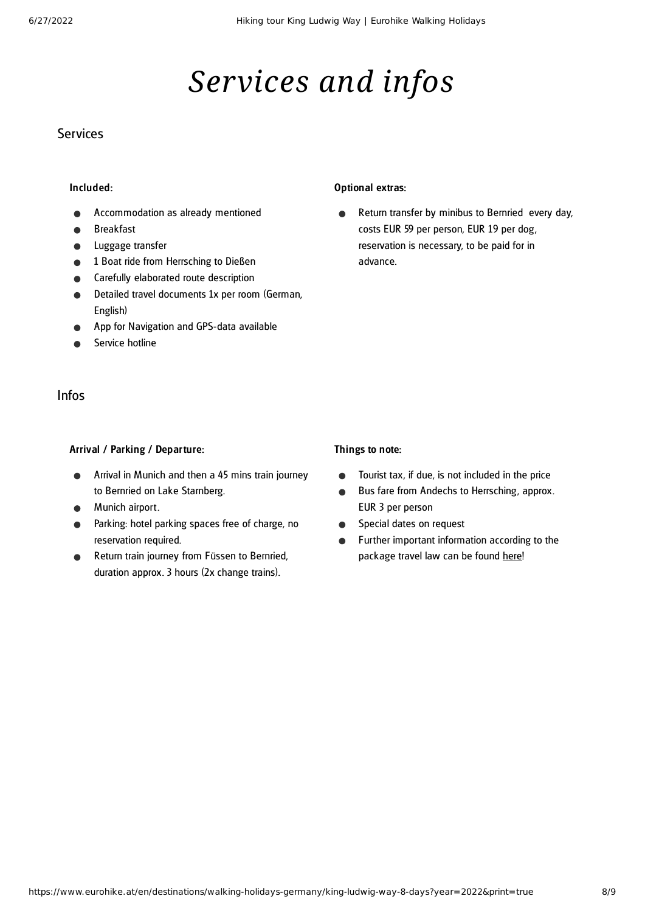# Services and infos

## Services

**Included:**

- Accommodation as already mentioned
- Breakfast
- Luggage transfer
- 1 Boat ride from Herrsching to Dießen
- Carefully elaborated route description
- Detailed travel documents 1x per room (German, English)
- App for Navigation and GPS-data available
- Service hotline

**Optional extras:**

- Return transfer by minibus to Bernried every day, costs EUR 59 per person, EUR 19 per dog, reservation is necessary, to be paid for in advance.

## Infos

**Arrival / Parking / Departure:**

- Arrival in Munich and then a 45 mins train journey to Bernried on Lake Starnberg.
- Munich airport.
- Parking: hotel parking spaces free of charge, no reservation required.
- Return train journey from Füssen to Bernried, duration approx. 3 hours (2x change trains).

**Things to note:**

- Tourist tax, if due, is not included in the price
- Bus fare from Andechs to Herrsching, approx. EUR 3 per person
- Special dates on request
- Further important information according to the package travel law can be found here!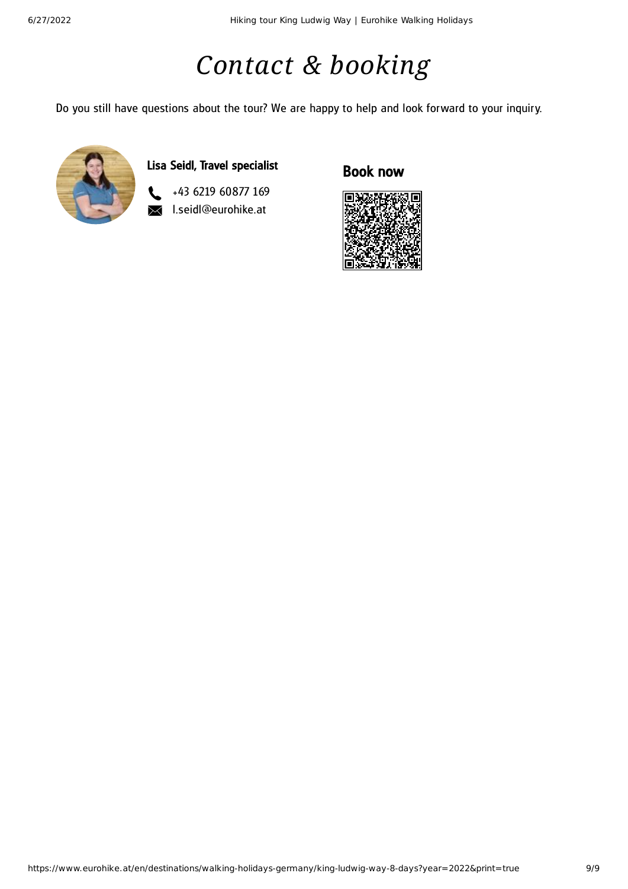# *Contact & booking*

Do you still have questions about the tour? We are happy to help and look forward to your inquiry.

**Lisa Seidl, Travel specialist**

+43 6219 60877 169

l.seidl@eurohike.at

## Book now